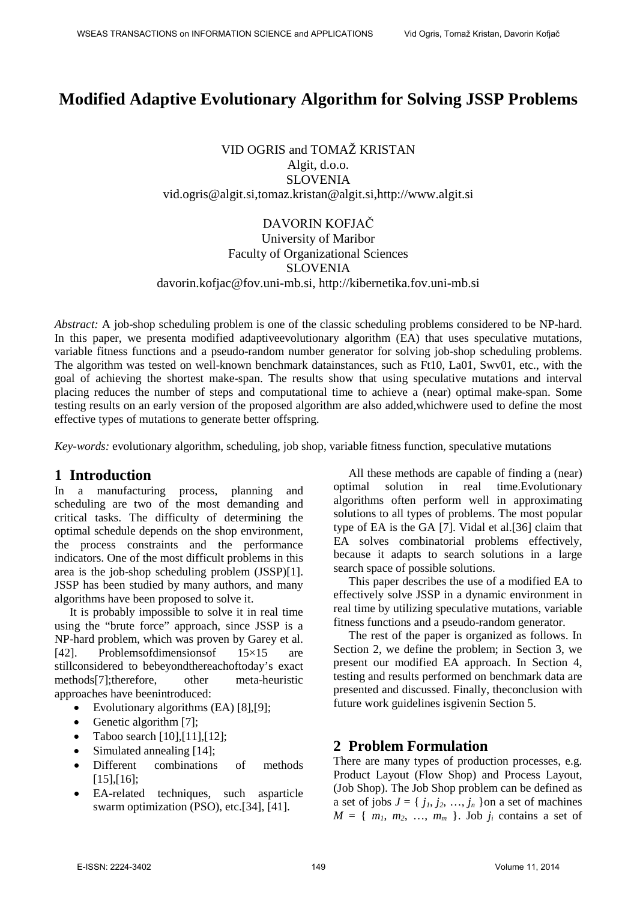# Modified Adaptive Evolutionary Algorithm for Solving JSSP Problems

VID OGRIS and TOMAŽ KRISTAN
Algit, d.o.o.
SLOVENIA
vid.ogris@algit.si,tomaz.kristan@algit.si,http://www.algit.si

DAVORIN KOFJAČ
University of Maribor
Faculty of Organizational Sciences
SLOVENIA
davorin.kofjac@fov.uni-mb.si, http://kibernetika.fov.uni-mb.si

*Abstract:* A job-shop scheduling problem is one of the classic scheduling problems considered to be NP-hard. In this paper, we presenta modified adaptiveevolutionary algorithm (EA) that uses speculative mutations, variable fitness functions and a pseudo-random number generator for solving job-shop scheduling problems. The algorithm was tested on well-known benchmark datainstances, such as Ft10, La01, Swv01, etc., with the goal of achieving the shortest make-span. The results show that using speculative mutations and interval placing reduces the number of steps and computational time to achieve a (near) optimal make-span. Some testing results on an early version of the proposed algorithm are also added,whichwere used to define the most effective types of mutations to generate better offspring.

*Key-words:* evolutionary algorithm, scheduling, job shop, variable fitness function, speculative mutations

## 1 Introduction

In a manufacturing process, planning and scheduling are two of the most demanding and critical tasks. The difficulty of determining the optimal schedule depends on the shop environment, the process constraints and the performance indicators. One of the most difficult problems in this area is the job-shop scheduling problem (JSSP)[1]. JSSP has been studied by many authors, and many algorithms have been proposed to solve it.

It is probably impossible to solve it in real time using the "brute force" approach, since JSSP is a NP-hard problem, which was proven by Garey et al. [42]. Problemsofdimensionsof 15×15 are stillconsidered to bebeyondthereachoftoday's exact methods[7];therefore, other meta-heuristic approaches have beenintroduced:

- Evolutionary algorithms (EA) [8],[9];
- Genetic algorithm [7];
- Taboo search [10],[11],[12];
- Simulated annealing [14];
- Different combinations of methods [15],[16];
- EA-related techniques, such asparticle swarm optimization (PSO), etc.[34], [41].

All these methods are capable of finding a (near) optimal solution in real time.Evolutionary algorithms often perform well in approximating solutions to all types of problems. The most popular type of EA is the GA [7]. Vidal et al.[36] claim that EA solves combinatorial problems effectively, because it adapts to search solutions in a large search space of possible solutions.

This paper describes the use of a modified EA to effectively solve JSSP in a dynamic environment in real time by utilizing speculative mutations, variable fitness functions and a pseudo-random generator.

The rest of the paper is organized as follows. In Section 2, we define the problem; in Section 3, we present our modified EA approach. In Section 4, testing and results performed on benchmark data are presented and discussed. Finally, theconclusion with future work guidelines isgivenin Section 5.

## 2 Problem Formulation

There are many types of production processes, e.g. Product Layout (Flow Shop) and Process Layout, (Job Shop). The Job Shop problem can be defined as a set of jobs $J = \{ j_1, j_2, \ldots, j_n \}$on a set of machines $M = \{ m_1, m_2, \ldots, m_m \}$. Job $j_i$ contains a set of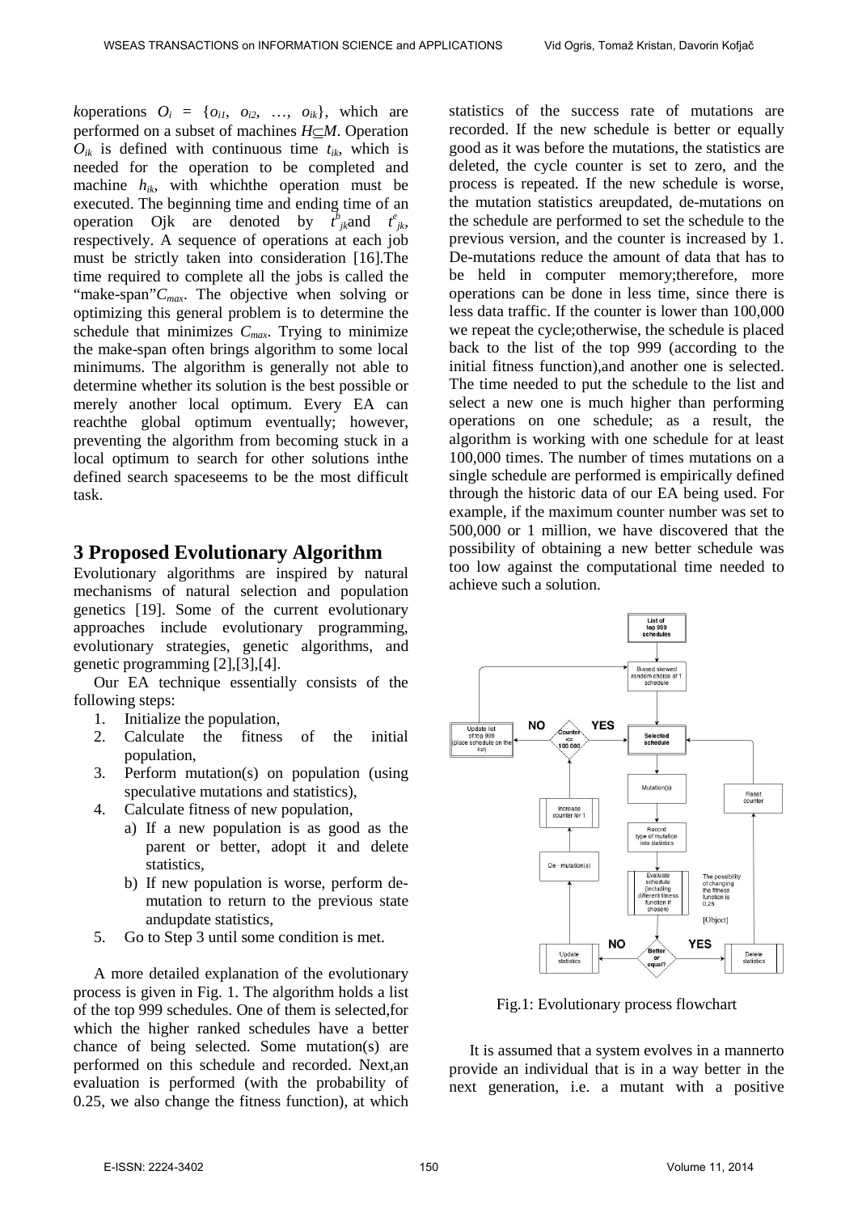$k$ operations $O_i = \{o_{i1}, o_{i2}, \ldots, o_{ik}\}$, which are performed on a subset of machines $H \subseteq M$. Operation $O_{ik}$ is defined with continuous time $t_{ik}$, which is needed for the operation to be completed and machine $h_{ik}$, with whichthe operation must be executed. The beginning time and ending time of an operation Ojk are denoted by $t^b_{jk}$ and $t^e_{jk}$, respectively. A sequence of operations at each job must be strictly taken into consideration [16].The time required to complete all the jobs is called the "make-span" $C_{max}$. The objective when solving or optimizing this general problem is to determine the schedule that minimizes $C_{max}$. Trying to minimize the make-span often brings algorithm to some local minimums. The algorithm is generally not able to determine whether its solution is the best possible or merely another local optimum. Every EA can reachthe global optimum eventually; however, preventing the algorithm from becoming stuck in a local optimum to search for other solutions inthe defined search spaceseems to be the most difficult task.

## 3 Proposed Evolutionary Algorithm

Evolutionary algorithms are inspired by natural mechanisms of natural selection and population genetics [19]. Some of the current evolutionary approaches include evolutionary programming, evolutionary strategies, genetic algorithms, and genetic programming [2],[3],[4].

Our EA technique essentially consists of the following steps:

1. Initialize the population,
2. Calculate the fitness of the initial population,
3. Perform mutation(s) on population (using speculative mutations and statistics),
4. Calculate fitness of new population,
   a) If a new population is as good as the parent or better, adopt it and delete statistics,
   b) If new population is worse, perform de-mutation to return to the previous state andupdate statistics,
5. Go to Step 3 until some condition is met.

A more detailed explanation of the evolutionary process is given in Fig. 1. The algorithm holds a list of the top 999 schedules. One of them is selected,for which the higher ranked schedules have a better chance of being selected. Some mutation(s) are performed on this schedule and recorded. Next,an evaluation is performed (with the probability of 0.25, we also change the fitness function), at which statistics of the success rate of mutations are recorded. If the new schedule is better or equally good as it was before the mutations, the statistics are deleted, the cycle counter is set to zero, and the process is repeated. If the new schedule is worse, the mutation statistics areupdated, de-mutations on the schedule are performed to set the schedule to the previous version, and the counter is increased by 1. De-mutations reduce the amount of data that has to be held in computer memory;therefore, more operations can be done in less time, since there is less data traffic. If the counter is lower than 100,000 we repeat the cycle;otherwise, the schedule is placed back to the list of the top 999 (according to the initial fitness function),and another one is selected. The time needed to put the schedule to the list and select a new one is much higher than performing operations on one schedule; as a result, the algorithm is working with one schedule for at least 100,000 times. The number of times mutations on a single schedule are performed is empirically defined through the historic data of our EA being used. For example, if the maximum counter number was set to 500,000 or 1 million, we have discovered that the possibility of obtaining a new better schedule was too low against the computational time needed to achieve such a solution.

List of top 999 schedules
Biased skewed random choice of 1 schedule
Update list of top 999 (place schedule on the list)
NO
Counter <= 100 000
YES
Selected schedule
Mutation(s)
Reset counter
Increase counter for 1
Record type of mutation into statistics
De - mutation(s)
Evaluate schedule (including different fitness function if chosen)
The possibility of changing the fitness function is 0,25
NO
Better or equal?
YES
Update statistics
Delete statistics

Fig.1: Evolutionary process flowchart

It is assumed that a system evolves in a mannerto provide an individual that is in a way better in the next generation, i.e. a mutant with a positive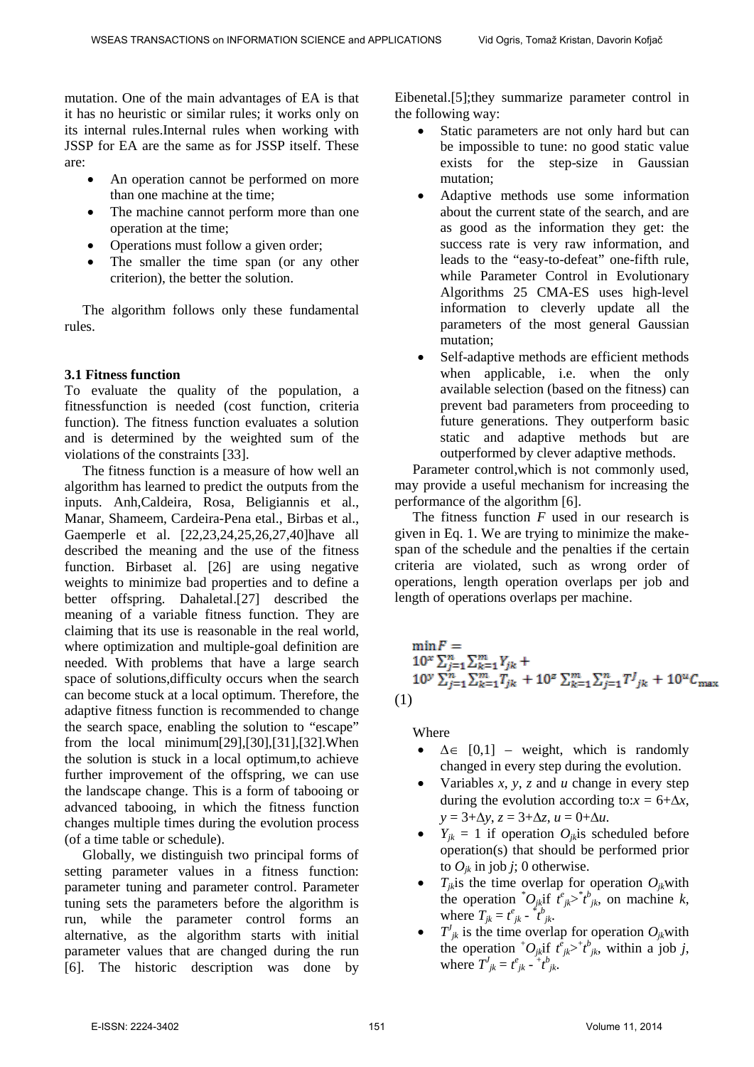mutation. One of the main advantages of EA is that it has no heuristic or similar rules; it works only on its internal rules.Internal rules when working with JSSP for EA are the same as for JSSP itself. These are:

- An operation cannot be performed on more than one machine at the time;
- The machine cannot perform more than one operation at the time;
- Operations must follow a given order;
- The smaller the time span (or any other criterion), the better the solution.

The algorithm follows only these fundamental rules.

### 3.1 Fitness function

To evaluate the quality of the population, a fitnessfunction is needed (cost function, criteria function). The fitness function evaluates a solution and is determined by the weighted sum of the violations of the constraints [33].

The fitness function is a measure of how well an algorithm has learned to predict the outputs from the inputs. Anh,Caldeira, Rosa, Beligiannis et al., Manar, Shameem, Cardeira-Pena etal., Birbas et al., Gaemperle et al. [22,23,24,25,26,27,40]have all described the meaning and the use of the fitness function. Birbaset al. [26] are using negative weights to minimize bad properties and to define a better offspring. Dahaletal.[27] described the meaning of a variable fitness function. They are claiming that its use is reasonable in the real world, where optimization and multiple-goal definition are needed. With problems that have a large search space of solutions,difficulty occurs when the search can become stuck at a local optimum. Therefore, the adaptive fitness function is recommended to change the search space, enabling the solution to "escape" from the local minimum[29],[30],[31],[32].When the solution is stuck in a local optimum,to achieve further improvement of the offspring, we can use the landscape change. This is a form of tabooing or advanced tabooing, in which the fitness function changes multiple times during the evolution process (of a time table or schedule).

Globally, we distinguish two principal forms of setting parameter values in a fitness function: parameter tuning and parameter control. Parameter tuning sets the parameters before the algorithm is run, while the parameter control forms an alternative, as the algorithm starts with initial parameter values that are changed during the run [6]. The historic description was done by Eibenetal.[5];they summarize parameter control in the following way:

- Static parameters are not only hard but can be impossible to tune: no good static value exists for the step-size in Gaussian mutation;
- Adaptive methods use some information about the current state of the search, and are as good as the information they get: the success rate is very raw information, and leads to the "easy-to-defeat" one-fifth rule, while Parameter Control in Evolutionary Algorithms 25 CMA-ES uses high-level information to cleverly update all the parameters of the most general Gaussian mutation;
- Self-adaptive methods are efficient methods when applicable, i.e. when the only available selection (based on the fitness) can prevent bad parameters from proceeding to future generations. They outperform basic static and adaptive methods but are outperformed by clever adaptive methods.

Parameter control,which is not commonly used, may provide a useful mechanism for increasing the performance of the algorithm [6].

The fitness function $F$ used in our research is given in Eq. 1. We are trying to minimize the make-span of the schedule and the penalties if the certain criteria are violated, such as wrong order of operations, length operation overlaps per job and length of operations overlaps per machine.

$$\min F = 10^{x}\sum_{j=1}^{n}\sum_{k=1}^{m}Y_{jk} + 10^{y}\sum_{j=1}^{n}\sum_{k=1}^{m}T_{jk} + 10^{z}\sum_{k=1}^{m}\sum_{j=1}^{n}T^{J}_{jk} + 10^{u}C_{\max}$$

(1)

Where

- $\Delta \in [0,1]$ – weight, which is randomly changed in every step during the evolution.
- Variables $x$, $y$, $z$ and $u$ change in every step during the evolution according to:$x = 6+\Delta x$, $y = 3+\Delta y$, $z = 3+\Delta z$, $u = 0+\Delta u$.
- $Y_{jk} = 1$ if operation $O_{jk}$is scheduled before operation(s) that should be performed prior to $O_{jk}$ in job $j$; 0 otherwise.
- $T_{jk}$is the time overlap for operation $O_{jk}$with the operation ${}^{*}O_{jk}$if $t^{e}_{jk} > {}^{*}t^{b}_{jk}$, on machine $k$, where $T_{jk} = t^{e}_{jk} - {}^{*}t^{b}_{jk}$.
- $T^{J}_{jk}$ is the time overlap for operation $O_{jk}$with the operation ${}^{+}O_{jk}$if $t^{e}_{jk} > {}^{+}t^{b}_{jk}$, within a job $j$, where $T^{J}_{jk} = t^{e}_{jk} - {}^{+}t^{b}_{jk}$.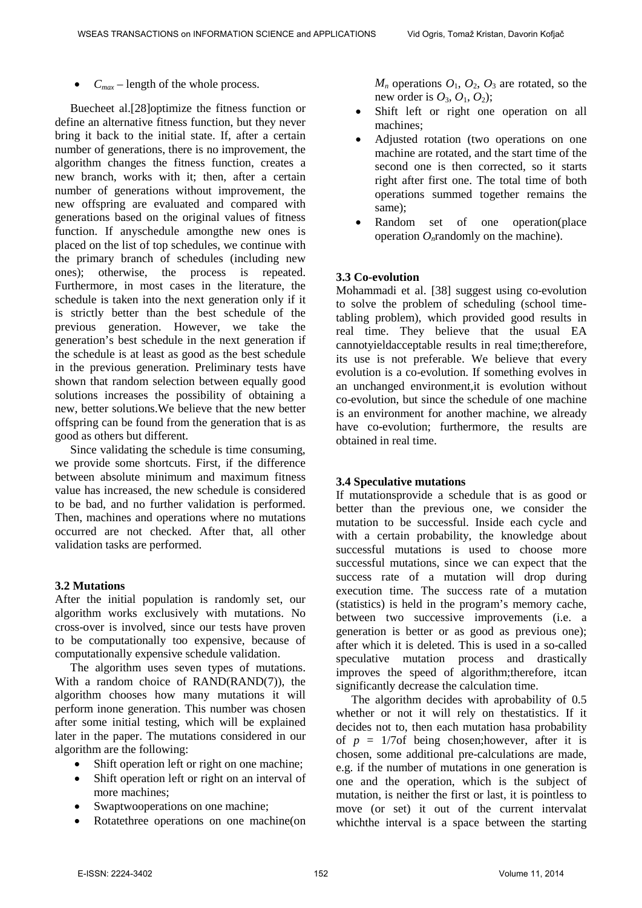- $C_{max}$ – length of the whole process.

Buecheet al.[28]optimize the fitness function or define an alternative fitness function, but they never bring it back to the initial state. If, after a certain number of generations, there is no improvement, the algorithm changes the fitness function, creates a new branch, works with it; then, after a certain number of generations without improvement, the new offspring are evaluated and compared with generations based on the original values of fitness function. If anyschedule amongthe new ones is placed on the list of top schedules, we continue with the primary branch of schedules (including new ones); otherwise, the process is repeated. Furthermore, in most cases in the literature, the schedule is taken into the next generation only if it is strictly better than the best schedule of the previous generation. However, we take the generation's best schedule in the next generation if the schedule is at least as good as the best schedule in the previous generation. Preliminary tests have shown that random selection between equally good solutions increases the possibility of obtaining a new, better solutions.We believe that the new better offspring can be found from the generation that is as good as others but different.

Since validating the schedule is time consuming, we provide some shortcuts. First, if the difference between absolute minimum and maximum fitness value has increased, the new schedule is considered to be bad, and no further validation is performed. Then, machines and operations where no mutations occurred are not checked. After that, all other validation tasks are performed.

### 3.2 Mutations

After the initial population is randomly set, our algorithm works exclusively with mutations. No cross-over is involved, since our tests have proven to be computationally too expensive, because of computationally expensive schedule validation.

The algorithm uses seven types of mutations. With a random choice of RAND(RAND(7)), the algorithm chooses how many mutations it will perform inone generation. This number was chosen after some initial testing, which will be explained later in the paper. The mutations considered in our algorithm are the following:

- Shift operation left or right on one machine;
- Shift operation left or right on an interval of more machines;
- Swaptwooperations on one machine;
- Rotatethree operations on one machine(on $M_n$ operations $O_1$, $O_2$, $O_3$ are rotated, so the new order is $O_3$, $O_1$, $O_2$);
- Shift left or right one operation on all machines;
- Adjusted rotation (two operations on one machine are rotated, and the start time of the second one is then corrected, so it starts right after first one. The total time of both operations summed together remains the same);
- Random set of one operation(place operation $O_n$randomly on the machine).

### 3.3 Co-evolution

Mohammadi et al. [38] suggest using co-evolution to solve the problem of scheduling (school time-tabling problem), which provided good results in real time. They believe that the usual EA cannotyieldacceptable results in real time;therefore, its use is not preferable. We believe that every evolution is a co-evolution. If something evolves in an unchanged environment,it is evolution without co-evolution, but since the schedule of one machine is an environment for another machine, we already have co-evolution; furthermore, the results are obtained in real time.

### 3.4 Speculative mutations

If mutationsprovide a schedule that is as good or better than the previous one, we consider the mutation to be successful. Inside each cycle and with a certain probability, the knowledge about successful mutations is used to choose more successful mutations, since we can expect that the success rate of a mutation will drop during execution time. The success rate of a mutation (statistics) is held in the program's memory cache, between two successive improvements (i.e. a generation is better or as good as previous one); after which it is deleted. This is used in a so-called speculative mutation process and drastically improves the speed of algorithm;therefore, itcan significantly decrease the calculation time.

The algorithm decides with aprobability of 0.5 whether or not it will rely on thestatistics. If it decides not to, then each mutation hasa probability of $p = 1/7$of being chosen;however, after it is chosen, some additional pre-calculations are made, e.g. if the number of mutations in one generation is one and the operation, which is the subject of mutation, is neither the first or last, it is pointless to move (or set) it out of the current intervalat whichthe interval is a space between the starting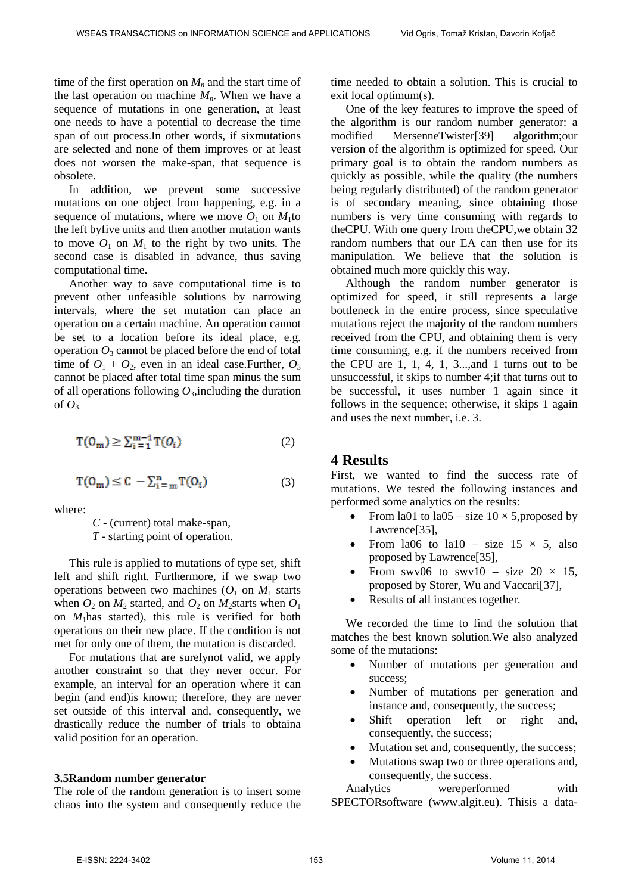time of the first operation on $M_n$ and the start time of the last operation on machine $M_n$. When we have a sequence of mutations in one generation, at least one needs to have a potential to decrease the time span of out process.In other words, if sixmutations are selected and none of them improves or at least does not worsen the make-span, that sequence is obsolete.

In addition, we prevent some successive mutations on one object from happening, e.g. in a sequence of mutations, where we move $O_1$ on $M_1$to the left byfive units and then another mutation wants to move $O_1$ on $M_1$ to the right by two units. The second case is disabled in advance, thus saving computational time.

Another way to save computational time is to prevent other unfeasible solutions by narrowing intervals, where the set mutation can place an operation on a certain machine. An operation cannot be set to a location before its ideal place, e.g. operation $O_3$ cannot be placed before the end of total time of $O_1 + O_2$, even in an ideal case.Further, $O_3$ cannot be placed after total time span minus the sum of all operations following $O_3$,including the duration of $O_3$.

$$\mathrm{T}(\mathrm{O_m}) \geq \sum_{i=1}^{m-1} \mathrm{T}(O_i) \tag{2}$$

$$\mathrm{T}(\mathrm{O_m}) \leq \mathrm{C} - \sum_{i=m}^{n} \mathrm{T}(\mathrm{O}_i) \tag{3}$$

where:

*C* - (current) total make-span,

*T* - starting point of operation.

This rule is applied to mutations of type set, shift left and shift right. Furthermore, if we swap two operations between two machines ($O_1$ on $M_1$ starts when $O_2$ on $M_2$ started, and $O_2$ on $M_2$starts when $O_1$ on $M_1$has started), this rule is verified for both operations on their new place. If the condition is not met for only one of them, the mutation is discarded.

For mutations that are surelynot valid, we apply another constraint so that they never occur. For example, an interval for an operation where it can begin (and end)is known; therefore, they are never set outside of this interval and, consequently, we drastically reduce the number of trials to obtaina valid position for an operation.

### 3.5Random number generator

The role of the random generation is to insert some chaos into the system and consequently reduce the time needed to obtain a solution. This is crucial to exit local optimum(s).

One of the key features to improve the speed of the algorithm is our random number generator: a modified MersenneTwister[39] algorithm;our version of the algorithm is optimized for speed. Our primary goal is to obtain the random numbers as quickly as possible, while the quality (the numbers being regularly distributed) of the random generator is of secondary meaning, since obtaining those numbers is very time consuming with regards to theCPU. With one query from theCPU,we obtain 32 random numbers that our EA can then use for its manipulation. We believe that the solution is obtained much more quickly this way.

Although the random number generator is optimized for speed, it still represents a large bottleneck in the entire process, since speculative mutations reject the majority of the random numbers received from the CPU, and obtaining them is very time consuming, e.g. if the numbers received from the CPU are 1, 1, 4, 1, 3...,and 1 turns out to be unsuccessful, it skips to number 4;if that turns out to be successful, it uses number 1 again since it follows in the sequence; otherwise, it skips 1 again and uses the next number, i.e. 3.

## 4 Results

First, we wanted to find the success rate of mutations. We tested the following instances and performed some analytics on the results:

- From la01 to la05 – size 10 × 5,proposed by Lawrence[35],
- From la06 to la10 – size 15 × 5, also proposed by Lawrence[35],
- From swv06 to swv10 – size 20 × 15, proposed by Storer, Wu and Vaccari[37],
- Results of all instances together.

We recorded the time to find the solution that matches the best known solution.We also analyzed some of the mutations:

- Number of mutations per generation and success;
- Number of mutations per generation and instance and, consequently, the success;
- Shift operation left or right and, consequently, the success;
- Mutation set and, consequently, the success;
- Mutations swap two or three operations and, consequently, the success.

Analytics wereperformed with SPECTORsoftware (www.algit.eu). Thisis a data-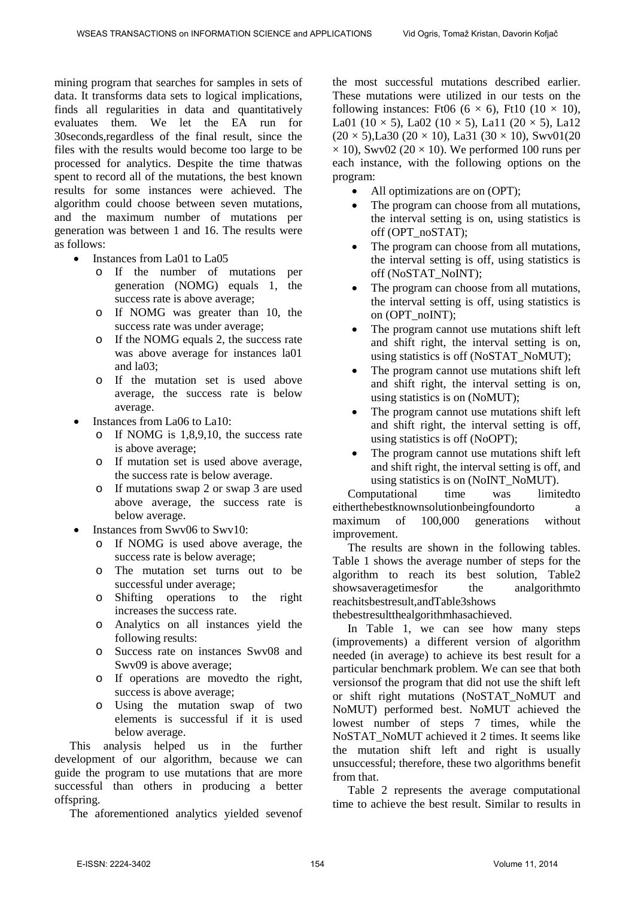mining program that searches for samples in sets of data. It transforms data sets to logical implications, finds all regularities in data and quantitatively evaluates them. We let the EA run for 30seconds,regardless of the final result, since the files with the results would become too large to be processed for analytics. Despite the time thatwas spent to record all of the mutations, the best known results for some instances were achieved. The algorithm could choose between seven mutations, and the maximum number of mutations per generation was between 1 and 16. The results were as follows:

- Instances from La01 to La05
  - If the number of mutations per generation (NOMG) equals 1, the success rate is above average;
  - If NOMG was greater than 10, the success rate was under average;
  - If the NOMG equals 2, the success rate was above average for instances la01 and la03;
  - If the mutation set is used above average, the success rate is below average.
- Instances from La06 to La10:
  - If NOMG is 1,8,9,10, the success rate is above average;
  - If mutation set is used above average, the success rate is below average.
  - If mutations swap 2 or swap 3 are used above average, the success rate is below average.
- Instances from Swv06 to Swv10:
  - If NOMG is used above average, the success rate is below average;
  - The mutation set turns out to be successful under average;
  - Shifting operations to the right increases the success rate.
  - Analytics on all instances yield the following results:
  - Success rate on instances Swv08 and Swv09 is above average;
  - If operations are movedto the right, success is above average;
  - Using the mutation swap of two elements is successful if it is used below average.

This analysis helped us in the further development of our algorithm, because we can guide the program to use mutations that are more successful than others in producing a better offspring.

The aforementioned analytics yielded sevenof the most successful mutations described earlier. These mutations were utilized in our tests on the following instances: Ft06 (6 × 6), Ft10 (10 × 10), La01 (10 × 5), La02 (10 × 5), La11 (20 × 5), La12 (20 × 5),La30 (20 × 10), La31 (30 × 10), Swv01(20 × 10), Swv02 (20 × 10). We performed 100 runs per each instance, with the following options on the program:

- All optimizations are on (OPT);
- The program can choose from all mutations, the interval setting is on, using statistics is off (OPT_noSTAT);
- The program can choose from all mutations, the interval setting is off, using statistics is off (NoSTAT_NoINT);
- The program can choose from all mutations, the interval setting is off, using statistics is on (OPT_noINT);
- The program cannot use mutations shift left and shift right, the interval setting is on, using statistics is off (NoSTAT_NoMUT);
- The program cannot use mutations shift left and shift right, the interval setting is on, using statistics is on (NoMUT);
- The program cannot use mutations shift left and shift right, the interval setting is off, using statistics is off (NoOPT);
- The program cannot use mutations shift left and shift right, the interval setting is off, and using statistics is on (NoINT_NoMUT).

Computational time was limitedto eitherthebestknownsolutionbeingfoundorto a maximum of 100,000 generations without improvement.

The results are shown in the following tables. Table 1 shows the average number of steps for the algorithm to reach its best solution, Table2 showsaveragetimesfor the analgorithmto reachitsbestresult,andTable3shows thebestresultthealgorithmhasachieved.

In Table 1, we can see how many steps (improvements) a different version of algorithm needed (in average) to achieve its best result for a particular benchmark problem. We can see that both versionsof the program that did not use the shift left or shift right mutations (NoSTAT_NoMUT and NoMUT) performed best. NoMUT achieved the lowest number of steps 7 times, while the NoSTAT_NoMUT achieved it 2 times. It seems like the mutation shift left and right is usually unsuccessful; therefore, these two algorithms benefit from that.

Table 2 represents the average computational time to achieve the best result. Similar to results in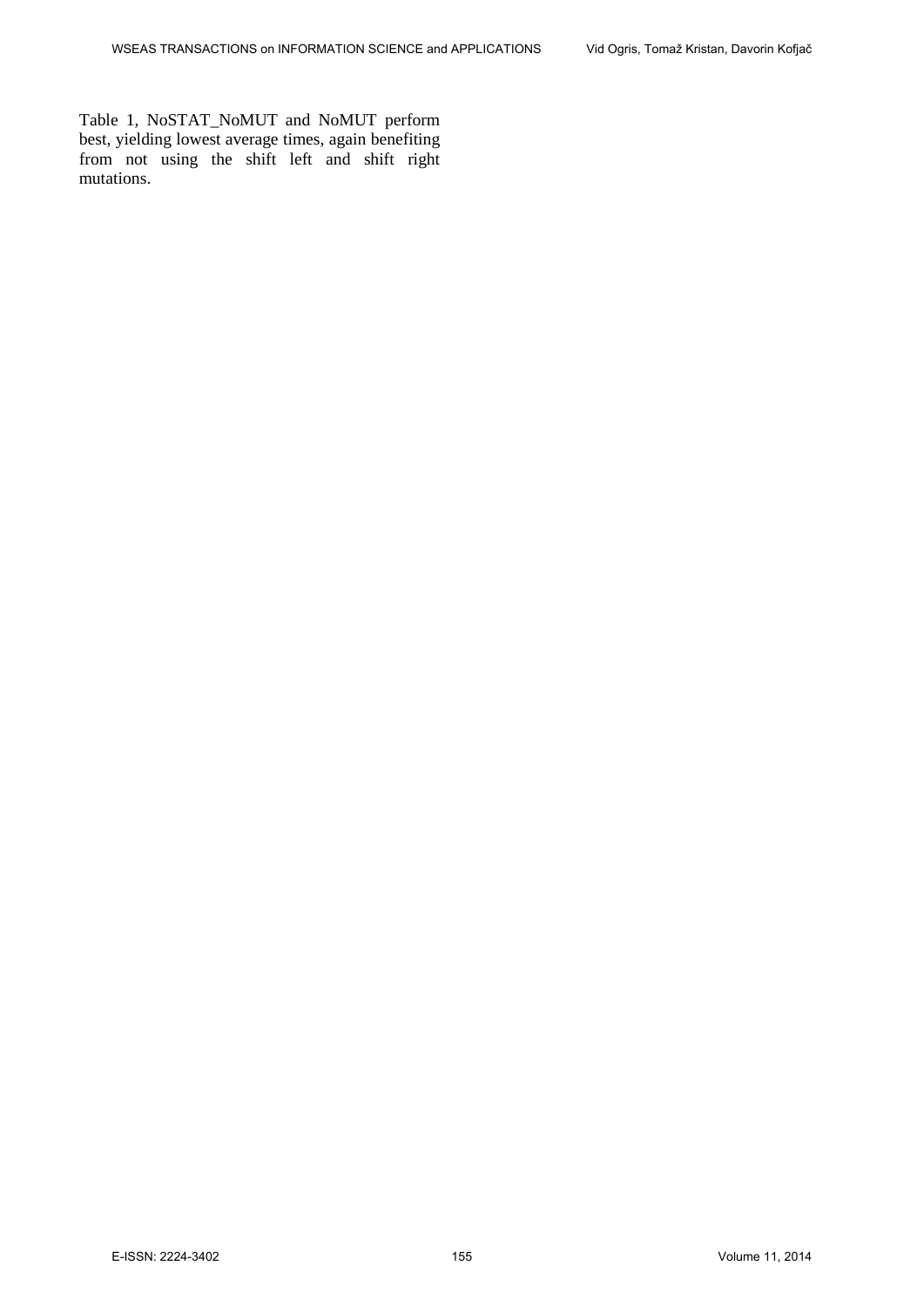Table 1, NoSTAT_NoMUT and NoMUT perform best, yielding lowest average times, again benefiting from not using the shift left and shift right mutations.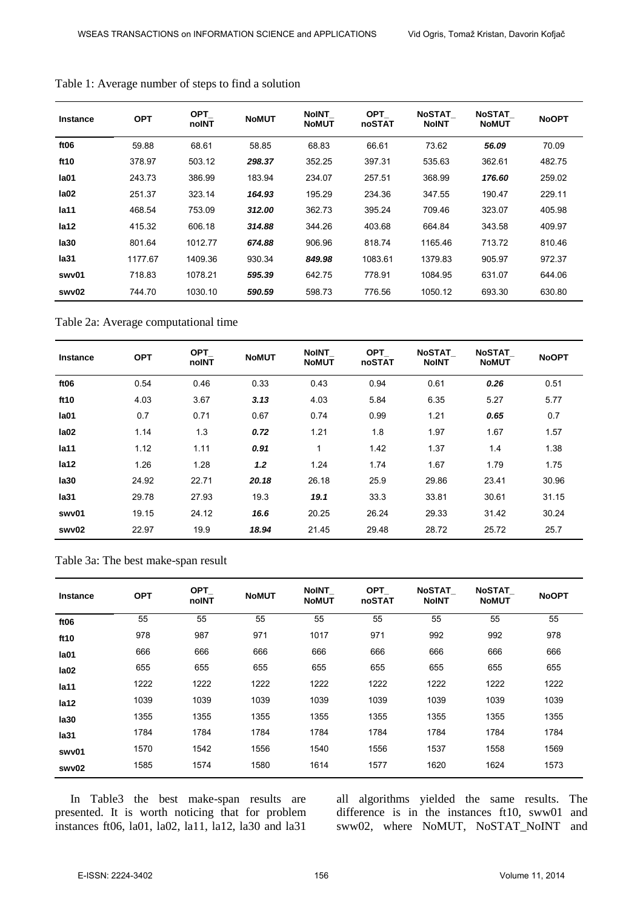Table 1: Average number of steps to find a solution

| Instance | OPT | OPT_ noINT | NoMUT | NoINT_ NoMUT | OPT_ noSTAT | NoSTAT_ NoINT | NoSTAT_ NoMUT | NoOPT |
|---|---|---|---|---|---|---|---|---|
| **ft06** | 59.88 | 68.61 | 58.85 | 68.83 | 66.61 | 73.62 | ***56.09*** | 70.09 |
| **ft10** | 378.97 | 503.12 | ***298.37*** | 352.25 | 397.31 | 535.63 | 362.61 | 482.75 |
| **la01** | 243.73 | 386.99 | 183.94 | 234.07 | 257.51 | 368.99 | ***176.60*** | 259.02 |
| **la02** | 251.37 | 323.14 | ***164.93*** | 195.29 | 234.36 | 347.55 | 190.47 | 229.11 |
| **la11** | 468.54 | 753.09 | ***312.00*** | 362.73 | 395.24 | 709.46 | 323.07 | 405.98 |
| **la12** | 415.32 | 606.18 | ***314.88*** | 344.26 | 403.68 | 664.84 | 343.58 | 409.97 |
| **la30** | 801.64 | 1012.77 | ***674.88*** | 906.96 | 818.74 | 1165.46 | 713.72 | 810.46 |
| **la31** | 1177.67 | 1409.36 | 930.34 | ***849.98*** | 1083.61 | 1379.83 | 905.97 | 972.37 |
| **swv01** | 718.83 | 1078.21 | ***595.39*** | 642.75 | 778.91 | 1084.95 | 631.07 | 644.06 |
| **swv02** | 744.70 | 1030.10 | ***590.59*** | 598.73 | 776.56 | 1050.12 | 693.30 | 630.80 |

Table 2a: Average computational time

| Instance | OPT | OPT_ noINT | NoMUT | NoINT_ NoMUT | OPT_ noSTAT | NoSTAT_ NoINT | NoSTAT_ NoMUT | NoOPT |
|---|---|---|---|---|---|---|---|---|
| **ft06** | 0.54 | 0.46 | 0.33 | 0.43 | 0.94 | 0.61 | ***0.26*** | 0.51 |
| **ft10** | 4.03 | 3.67 | ***3.13*** | 4.03 | 5.84 | 6.35 | 5.27 | 5.77 |
| **la01** | 0.7 | 0.71 | 0.67 | 0.74 | 0.99 | 1.21 | ***0.65*** | 0.7 |
| **la02** | 1.14 | 1.3 | ***0.72*** | 1.21 | 1.8 | 1.97 | 1.67 | 1.57 |
| **la11** | 1.12 | 1.11 | ***0.91*** | 1 | 1.42 | 1.37 | 1.4 | 1.38 |
| **la12** | 1.26 | 1.28 | ***1.2*** | 1.24 | 1.74 | 1.67 | 1.79 | 1.75 |
| **la30** | 24.92 | 22.71 | ***20.18*** | 26.18 | 25.9 | 29.86 | 23.41 | 30.96 |
| **la31** | 29.78 | 27.93 | 19.3 | ***19.1*** | 33.3 | 33.81 | 30.61 | 31.15 |
| **swv01** | 19.15 | 24.12 | ***16.6*** | 20.25 | 26.24 | 29.33 | 31.42 | 30.24 |
| **swv02** | 22.97 | 19.9 | ***18.94*** | 21.45 | 29.48 | 28.72 | 25.72 | 25.7 |

Table 3a: The best make-span result

| Instance | OPT | OPT_ noINT | NoMUT | NoINT_ NoMUT | OPT_ noSTAT | NoSTAT_ NoINT | NoSTAT_ NoMUT | NoOPT |
|---|---|---|---|---|---|---|---|---|
| **ft06** | 55 | 55 | 55 | 55 | 55 | 55 | 55 | 55 |
| **ft10** | 978 | 987 | 971 | 1017 | 971 | 992 | 992 | 978 |
| **la01** | 666 | 666 | 666 | 666 | 666 | 666 | 666 | 666 |
| **la02** | 655 | 655 | 655 | 655 | 655 | 655 | 655 | 655 |
| **la11** | 1222 | 1222 | 1222 | 1222 | 1222 | 1222 | 1222 | 1222 |
| **la12** | 1039 | 1039 | 1039 | 1039 | 1039 | 1039 | 1039 | 1039 |
| **la30** | 1355 | 1355 | 1355 | 1355 | 1355 | 1355 | 1355 | 1355 |
| **la31** | 1784 | 1784 | 1784 | 1784 | 1784 | 1784 | 1784 | 1784 |
| **swv01** | 1570 | 1542 | 1556 | 1540 | 1556 | 1537 | 1558 | 1569 |
| **swv02** | 1585 | 1574 | 1580 | 1614 | 1577 | 1620 | 1624 | 1573 |

In Table3 the best make-span results are presented. It is worth noticing that for problem instances ft06, la01, la02, la11, la12, la30 and la31 all algorithms yielded the same results. The difference is in the instances ft10, sww01 and sww02, where NoMUT, NoSTAT_NoINT and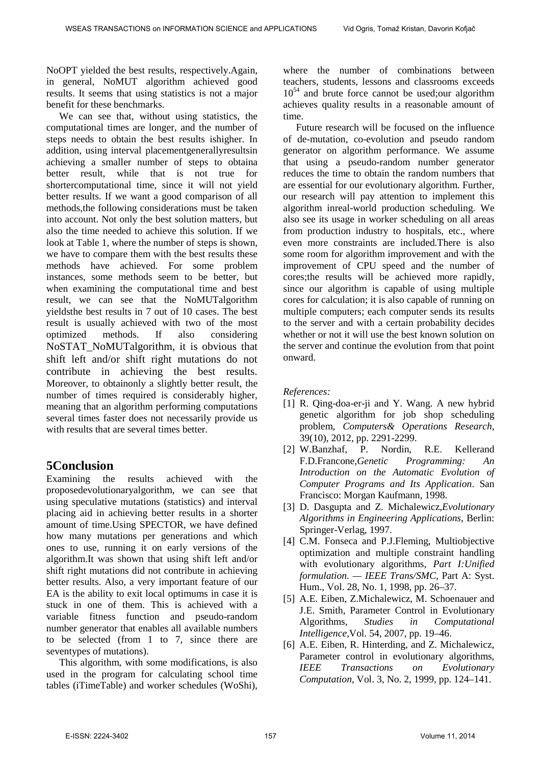NoOPT yielded the best results, respectively.Again, in general, NoMUT algorithm achieved good results. It seems that using statistics is not a major benefit for these benchmarks.

We can see that, without using statistics, the computational times are longer, and the number of steps needs to obtain the best results ishigher. In addition, using interval placementgenerallyresultsin achieving a smaller number of steps to obtaina better result, while that is not true for shortercomputational time, since it will not yield better results. If we want a good comparison of all methods,the following considerations must be taken into account. Not only the best solution matters, but also the time needed to achieve this solution. If we look at Table 1, where the number of steps is shown, we have to compare them with the best results these methods have achieved. For some problem instances, some methods seem to be better, but when examining the computational time and best result, we can see that the NoMUTalgorithm yieldsthe best results in 7 out of 10 cases. The best result is usually achieved with two of the most optimized methods. If also considering NoSTAT_NoMUTalgorithm, it is obvious that shift left and/or shift right mutations do not contribute in achieving the best results. Moreover, to obtainonly a slightly better result, the number of times required is considerably higher, meaning that an algorithm performing computations several times faster does not necessarily provide us with results that are several times better.

## 5Conclusion

Examining the results achieved with the proposedevolutionaryalgorithm, we can see that using speculative mutations (statistics) and interval placing aid in achieving better results in a shorter amount of time.Using SPECTOR, we have defined how many mutations per generations and which ones to use, running it on early versions of the algorithm.It was shown that using shift left and/or shift right mutations did not contribute in achieving better results. Also, a very important feature of our EA is the ability to exit local optimums in case it is stuck in one of them. This is achieved with a variable fitness function and pseudo-random number generator that enables all available numbers to be selected (from 1 to 7, since there are seventypes of mutations).

This algorithm, with some modifications, is also used in the program for calculating school time tables (iTimeTable) and worker schedules (WoShi), where the number of combinations between teachers, students, lessons and classrooms exceeds $10^{54}$ and brute force cannot be used;our algorithm achieves quality results in a reasonable amount of time.

Future research will be focused on the influence of de-mutation, co-evolution and pseudo random generator on algorithm performance. We assume that using a pseudo-random number generator reduces the time to obtain the random numbers that are essential for our evolutionary algorithm. Further, our research will pay attention to implement this algorithm inreal-world production scheduling. We also see its usage in worker scheduling on all areas from production industry to hospitals, etc., where even more constraints are included.There is also some room for algorithm improvement and with the improvement of CPU speed and the number of cores;the results will be achieved more rapidly, since our algorithm is capable of using multiple cores for calculation; it is also capable of running on multiple computers; each computer sends its results to the server and with a certain probability decides whether or not it will use the best known solution on the server and continue the evolution from that point onward.

*References:*

[1] R. Qing-doa-er-ji and Y. Wang. A new hybrid genetic algorithm for job shop scheduling problem, *Computers& Operations Research*, 39(10), 2012, pp. 2291-2299.

[2] W.Banzhaf, P. Nordin, R.E. Kellerand F.D.Francone,*Genetic Programming: An Introduction on the Automatic Evolution of Computer Programs and Its Application*. San Francisco: Morgan Kaufmann, 1998.

[3] D. Dasgupta and Z. Michalewicz,*Evolutionary Algorithms in Engineering Applications*, Berlin: Springer-Verlag, 1997.

[4] C.M. Fonseca and P.J.Fleming, Multiobjective optimization and multiple constraint handling with evolutionary algorithms, *Part I:Unified formulation. — IEEE Trans/SMC*, Part A: Syst. Hum., Vol. 28, No. 1, 1998, pp. 26–37.

[5] A.E. Eiben, Z.Michalewicz, M. Schoenauer and J.E. Smith, Parameter Control in Evolutionary Algorithms, *Studies in Computational Intelligence*,Vol. 54, 2007, pp. 19–46.

[6] A.E. Eiben, R. Hinterding, and Z. Michalewicz, Parameter control in evolutionary algorithms, *IEEE Transactions on Evolutionary Computation*, Vol. 3, No. 2, 1999, pp. 124–141.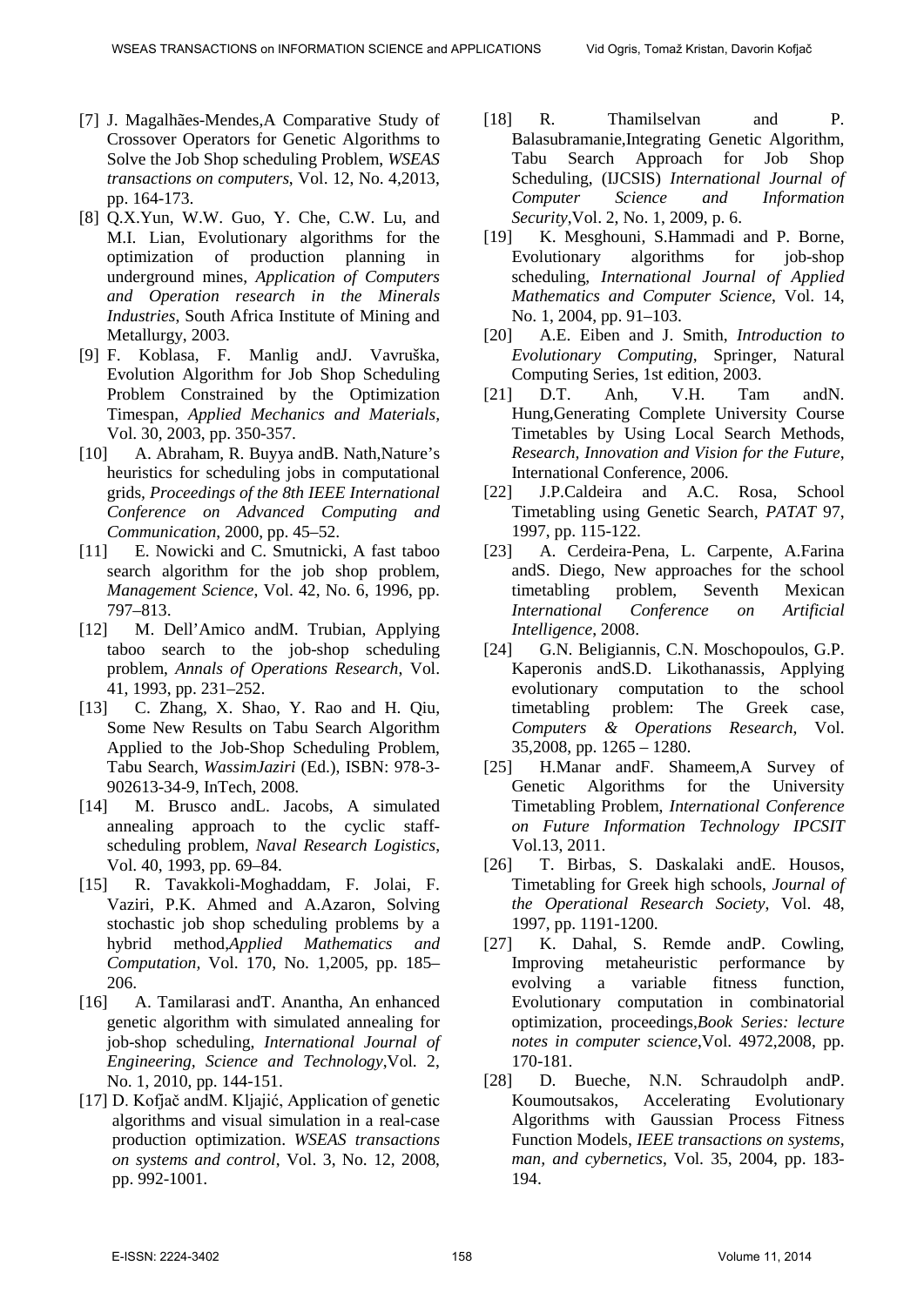[7] J. Magalhães-Mendes,A Comparative Study of Crossover Operators for Genetic Algorithms to Solve the Job Shop scheduling Problem, *WSEAS transactions on computers*, Vol. 12, No. 4,2013, pp. 164-173.

[8] Q.X.Yun, W.W. Guo, Y. Che, C.W. Lu, and M.I. Lian, Evolutionary algorithms for the optimization of production planning in underground mines, *Application of Computers and Operation research in the Minerals Industries*, South Africa Institute of Mining and Metallurgy, 2003.

[9] F. Koblasa, F. Manlig andJ. Vavruška, Evolution Algorithm for Job Shop Scheduling Problem Constrained by the Optimization Timespan, *Applied Mechanics and Materials*, Vol. 30, 2003, pp. 350-357.

[10] A. Abraham, R. Buyya andB. Nath,Nature's heuristics for scheduling jobs in computational grids, *Proceedings of the 8th IEEE International Conference on Advanced Computing and Communication*, 2000, pp. 45–52.

[11] E. Nowicki and C. Smutnicki, A fast taboo search algorithm for the job shop problem, *Management Science*, Vol. 42, No. 6, 1996, pp. 797–813.

[12] M. Dell'Amico andM. Trubian, Applying taboo search to the job-shop scheduling problem, *Annals of Operations Research*, Vol. 41, 1993, pp. 231–252.

[13] C. Zhang, X. Shao, Y. Rao and H. Qiu, Some New Results on Tabu Search Algorithm Applied to the Job-Shop Scheduling Problem, Tabu Search, *WassimJaziri* (Ed.), ISBN: 978-3-902613-34-9, InTech, 2008.

[14] M. Brusco andL. Jacobs, A simulated annealing approach to the cyclic staff-scheduling problem, *Naval Research Logistics*, Vol. 40, 1993, pp. 69–84.

[15] R. Tavakkoli-Moghaddam, F. Jolai, F. Vaziri, P.K. Ahmed and A.Azaron, Solving stochastic job shop scheduling problems by a hybrid method,*Applied Mathematics and Computation*, Vol. 170, No. 1,2005, pp. 185–206.

[16] A. Tamilarasi andT. Anantha, An enhanced genetic algorithm with simulated annealing for job-shop scheduling, *International Journal of Engineering, Science and Technology*,Vol. 2, No. 1, 2010, pp. 144-151.

[17] D. Kofjač andM. Kljajić, Application of genetic algorithms and visual simulation in a real-case production optimization. *WSEAS transactions on systems and control*, Vol. 3, No. 12, 2008, pp. 992-1001.

[18] R. Thamilselvan and P. Balasubramanie,Integrating Genetic Algorithm, Tabu Search Approach for Job Shop Scheduling, (IJCSIS) *International Journal of Computer Science and Information Security*,Vol. 2, No. 1, 2009, p. 6.

[19] K. Mesghouni, S.Hammadi and P. Borne, Evolutionary algorithms for job-shop scheduling, *International Journal of Applied Mathematics and Computer Science*, Vol. 14, No. 1, 2004, pp. 91–103.

[20] A.E. Eiben and J. Smith, *Introduction to Evolutionary Computing*, Springer, Natural Computing Series, 1st edition, 2003.

[21] D.T. Anh, V.H. Tam andN. Hung,Generating Complete University Course Timetables by Using Local Search Methods, *Research, Innovation and Vision for the Future*, International Conference, 2006.

[22] J.P.Caldeira and A.C. Rosa, School Timetabling using Genetic Search, *PATAT* 97, 1997, pp. 115-122.

[23] A. Cerdeira-Pena, L. Carpente, A.Farina andS. Diego, New approaches for the school timetabling problem, Seventh Mexican *International Conference on Artificial Intelligence*, 2008.

[24] G.N. Beligiannis, C.N. Moschopoulos, G.P. Kaperonis andS.D. Likothanassis, Applying evolutionary computation to the school timetabling problem: The Greek case, *Computers & Operations Research*, Vol. 35,2008, pp. 1265 – 1280.

[25] H.Manar andF. Shameem,A Survey of Genetic Algorithms for the University Timetabling Problem, *International Conference on Future Information Technology IPCSIT* Vol.13, 2011.

[26] T. Birbas, S. Daskalaki andE. Housos, Timetabling for Greek high schools, *Journal of the Operational Research Society*, Vol. 48, 1997, pp. 1191-1200.

[27] K. Dahal, S. Remde andP. Cowling, Improving metaheuristic performance by evolving a variable fitness function, Evolutionary computation in combinatorial optimization, proceedings,*Book Series: lecture notes in computer science*,Vol. 4972,2008, pp. 170-181.

[28] D. Bueche, N.N. Schraudolph andP. Koumoutsakos, Accelerating Evolutionary Algorithms with Gaussian Process Fitness Function Models, *IEEE transactions on systems, man, and cybernetics*, Vol. 35, 2004, pp. 183-194.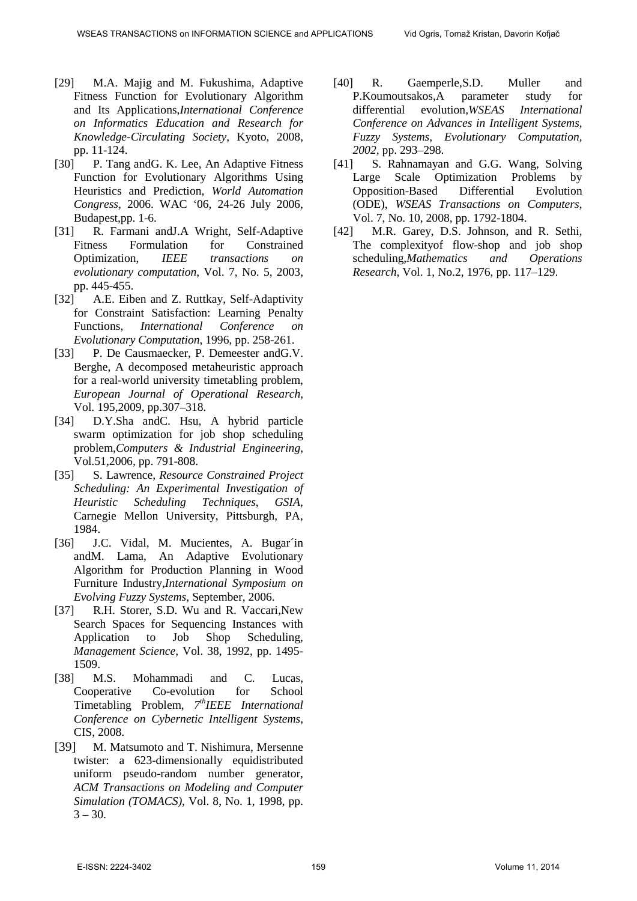[29] M.A. Majig and M. Fukushima, Adaptive Fitness Function for Evolutionary Algorithm and Its Applications,*International Conference on Informatics Education and Research for Knowledge-Circulating Society*, Kyoto, 2008, pp. 11-124.

[30] P. Tang andG. K. Lee, An Adaptive Fitness Function for Evolutionary Algorithms Using Heuristics and Prediction, *World Automation Congress*, 2006. WAC '06, 24-26 July 2006, Budapest,pp. 1-6.

[31] R. Farmani andJ.A Wright, Self-Adaptive Fitness Formulation for Constrained Optimization, *IEEE transactions on evolutionary computation*, Vol. 7, No. 5, 2003, pp. 445-455.

[32] A.E. Eiben and Z. Ruttkay, Self-Adaptivity for Constraint Satisfaction: Learning Penalty Functions, *International Conference on Evolutionary Computation*, 1996, pp. 258-261.

[33] P. De Causmaecker, P. Demeester andG.V. Berghe, A decomposed metaheuristic approach for a real-world university timetabling problem, *European Journal of Operational Research*, Vol. 195,2009, pp.307–318.

[34] D.Y.Sha andC. Hsu, A hybrid particle swarm optimization for job shop scheduling problem,*Computers & Industrial Engineering*, Vol.51,2006, pp. 791-808.

[35] S. Lawrence, *Resource Constrained Project Scheduling: An Experimental Investigation of Heuristic Scheduling Techniques*, *GSIA*, Carnegie Mellon University, Pittsburgh, PA, 1984.

[36] J.C. Vidal, M. Mucientes, A. Bugar´in andM. Lama, An Adaptive Evolutionary Algorithm for Production Planning in Wood Furniture Industry,*International Symposium on Evolving Fuzzy Systems*, September, 2006.

[37] R.H. Storer, S.D. Wu and R. Vaccari,New Search Spaces for Sequencing Instances with Application to Job Shop Scheduling, *Management Science*, Vol. 38, 1992, pp. 1495-1509.

[38] M.S. Mohammadi and C. Lucas, Cooperative Co-evolution for School Timetabling Problem, *7th IEEE International Conference on Cybernetic Intelligent Systems*, CIS, 2008.

[39] M. Matsumoto and T. Nishimura, Mersenne twister: a 623-dimensionally equidistributed uniform pseudo-random number generator, *ACM Transactions on Modeling and Computer Simulation (TOMACS)*, Vol. 8, No. 1, 1998, pp. 3 – 30.

[40] R. Gaemperle,S.D. Muller and P.Koumoutsakos,A parameter study for differential evolution,*WSEAS International Conference on Advances in Intelligent Systems, Fuzzy Systems, Evolutionary Computation, 2002*, pp. 293–298.

[41] S. Rahnamayan and G.G. Wang, Solving Large Scale Optimization Problems by Opposition-Based Differential Evolution (ODE), *WSEAS Transactions on Computers*, Vol. 7, No. 10, 2008, pp. 1792-1804.

[42] M.R. Garey, D.S. Johnson, and R. Sethi, The complexityof flow-shop and job shop scheduling,*Mathematics and Operations Research*, Vol. 1, No.2, 1976, pp. 117–129.